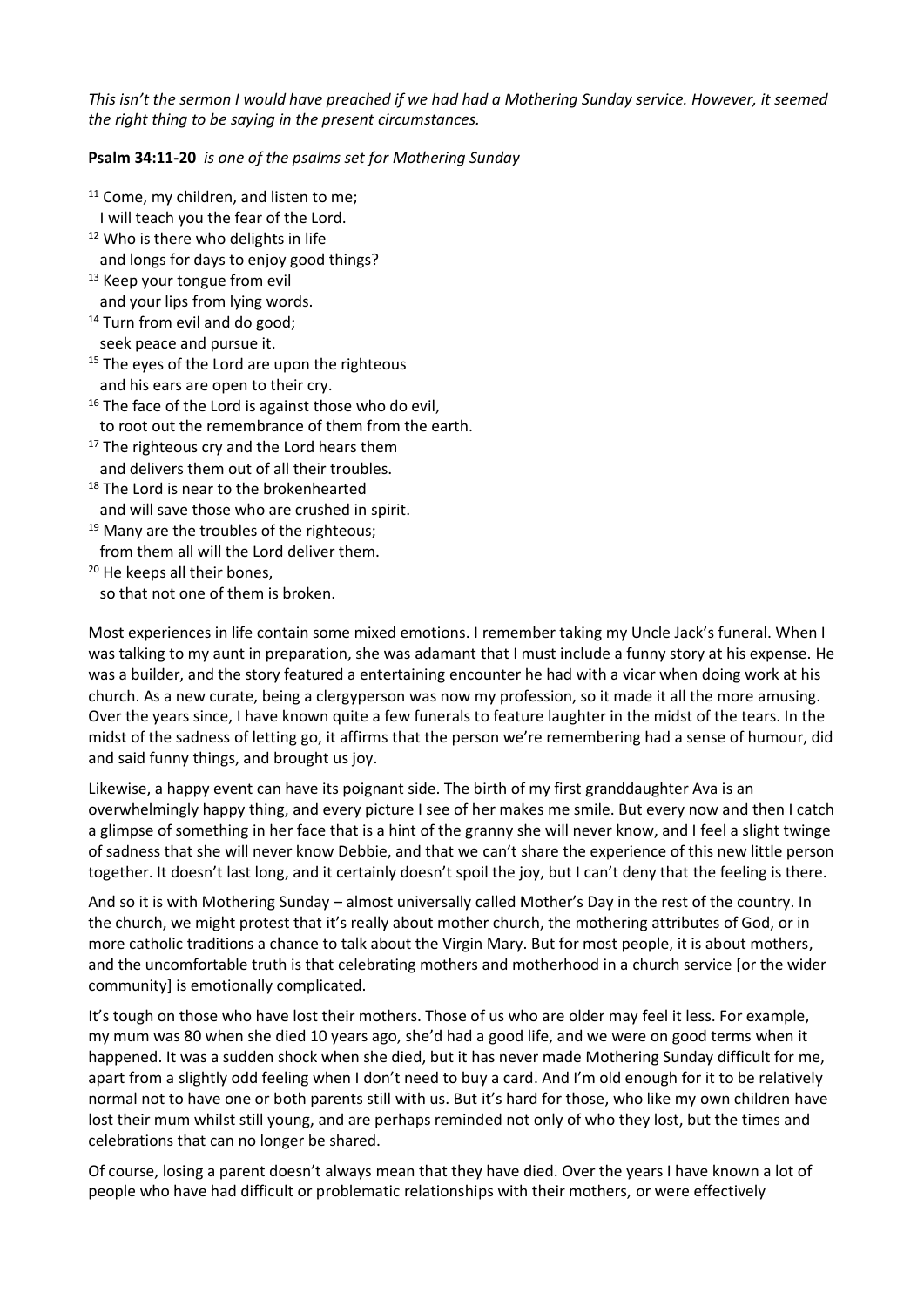*This isn't the sermon I would have preached if we had had a Mothering Sunday service. However, it seemed the right thing to be saying in the present circumstances.*

**Psalm 34:11-20** *is one of the psalms set for Mothering Sunday*

[11] Come, my children, and listen to me;
  I will teach you the fear of the Lord.
[12] Who is there who delights in life
  and longs for days to enjoy good things?
[13] Keep your tongue from evil
  and your lips from lying words.
[14] Turn from evil and do good;
  seek peace and pursue it.
[15] The eyes of the Lord are upon the righteous
  and his ears are open to their cry.
[16] The face of the Lord is against those who do evil,
  to root out the remembrance of them from the earth.
[17] The righteous cry and the Lord hears them
  and delivers them out of all their troubles.
[18] The Lord is near to the brokenhearted
  and will save those who are crushed in spirit.
[19] Many are the troubles of the righteous;
  from them all will the Lord deliver them.
[20] He keeps all their bones,
  so that not one of them is broken.

Most experiences in life contain some mixed emotions. I remember taking my Uncle Jack's funeral. When I was talking to my aunt in preparation, she was adamant that I must include a funny story at his expense. He was a builder, and the story featured a entertaining encounter he had with a vicar when doing work at his church. As a new curate, being a clergyperson was now my profession, so it made it all the more amusing. Over the years since, I have known quite a few funerals to feature laughter in the midst of the tears. In the midst of the sadness of letting go, it affirms that the person we're remembering had a sense of humour, did and said funny things, and brought us joy.

Likewise, a happy event can have its poignant side. The birth of my first granddaughter Ava is an overwhelmingly happy thing, and every picture I see of her makes me smile. But every now and then I catch a glimpse of something in her face that is a hint of the granny she will never know, and I feel a slight twinge of sadness that she will never know Debbie, and that we can't share the experience of this new little person together. It doesn't last long, and it certainly doesn't spoil the joy, but I can't deny that the feeling is there.

And so it is with Mothering Sunday – almost universally called Mother's Day in the rest of the country. In the church, we might protest that it's really about mother church, the mothering attributes of God, or in more catholic traditions a chance to talk about the Virgin Mary. But for most people, it is about mothers, and the uncomfortable truth is that celebrating mothers and motherhood in a church service [or the wider community] is emotionally complicated.

It's tough on those who have lost their mothers. Those of us who are older may feel it less. For example, my mum was 80 when she died 10 years ago, she'd had a good life, and we were on good terms when it happened. It was a sudden shock when she died, but it has never made Mothering Sunday difficult for me, apart from a slightly odd feeling when I don't need to buy a card. And I'm old enough for it to be relatively normal not to have one or both parents still with us. But it's hard for those, who like my own children have lost their mum whilst still young, and are perhaps reminded not only of who they lost, but the times and celebrations that can no longer be shared.

Of course, losing a parent doesn't always mean that they have died. Over the years I have known a lot of people who have had difficult or problematic relationships with their mothers, or were effectively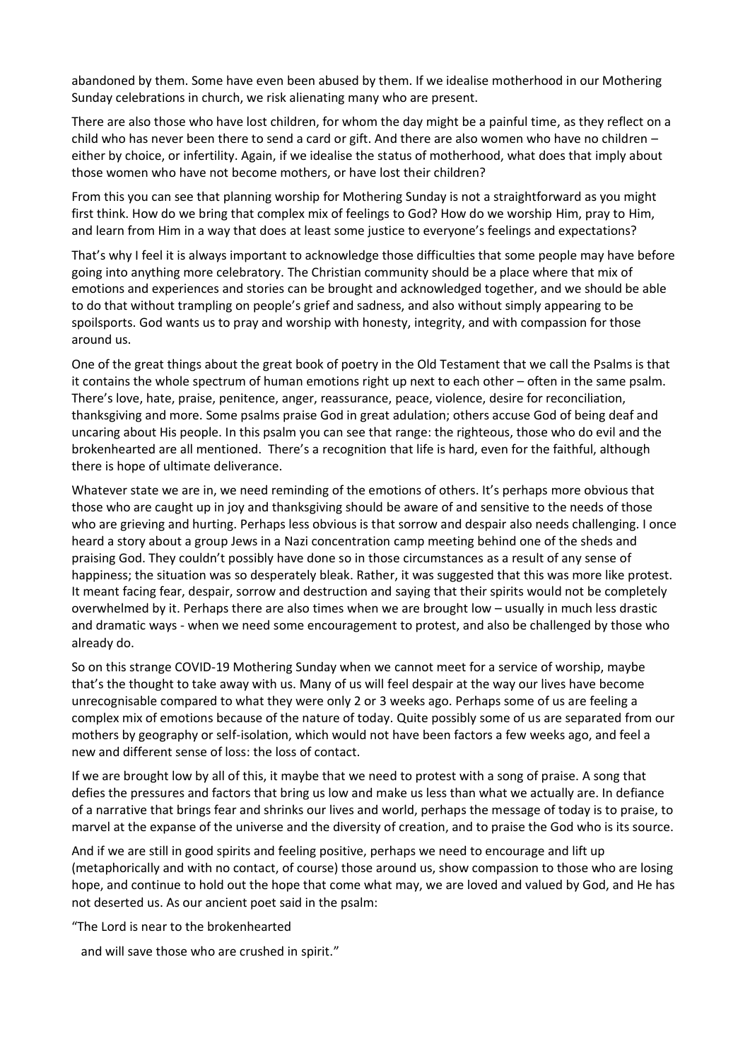abandoned by them. Some have even been abused by them. If we idealise motherhood in our Mothering Sunday celebrations in church, we risk alienating many who are present.

There are also those who have lost children, for whom the day might be a painful time, as they reflect on a child who has never been there to send a card or gift. And there are also women who have no children – either by choice, or infertility. Again, if we idealise the status of motherhood, what does that imply about those women who have not become mothers, or have lost their children?

From this you can see that planning worship for Mothering Sunday is not a straightforward as you might first think. How do we bring that complex mix of feelings to God? How do we worship Him, pray to Him, and learn from Him in a way that does at least some justice to everyone's feelings and expectations?

That's why I feel it is always important to acknowledge those difficulties that some people may have before going into anything more celebratory. The Christian community should be a place where that mix of emotions and experiences and stories can be brought and acknowledged together, and we should be able to do that without trampling on people's grief and sadness, and also without simply appearing to be spoilsports. God wants us to pray and worship with honesty, integrity, and with compassion for those around us.

One of the great things about the great book of poetry in the Old Testament that we call the Psalms is that it contains the whole spectrum of human emotions right up next to each other – often in the same psalm. There's love, hate, praise, penitence, anger, reassurance, peace, violence, desire for reconciliation, thanksgiving and more. Some psalms praise God in great adulation; others accuse God of being deaf and uncaring about His people. In this psalm you can see that range: the righteous, those who do evil and the brokenhearted are all mentioned. There's a recognition that life is hard, even for the faithful, although there is hope of ultimate deliverance.

Whatever state we are in, we need reminding of the emotions of others. It's perhaps more obvious that those who are caught up in joy and thanksgiving should be aware of and sensitive to the needs of those who are grieving and hurting. Perhaps less obvious is that sorrow and despair also needs challenging. I once heard a story about a group Jews in a Nazi concentration camp meeting behind one of the sheds and praising God. They couldn't possibly have done so in those circumstances as a result of any sense of happiness; the situation was so desperately bleak. Rather, it was suggested that this was more like protest. It meant facing fear, despair, sorrow and destruction and saying that their spirits would not be completely overwhelmed by it. Perhaps there are also times when we are brought low – usually in much less drastic and dramatic ways - when we need some encouragement to protest, and also be challenged by those who already do.

So on this strange COVID-19 Mothering Sunday when we cannot meet for a service of worship, maybe that's the thought to take away with us. Many of us will feel despair at the way our lives have become unrecognisable compared to what they were only 2 or 3 weeks ago. Perhaps some of us are feeling a complex mix of emotions because of the nature of today. Quite possibly some of us are separated from our mothers by geography or self-isolation, which would not have been factors a few weeks ago, and feel a new and different sense of loss: the loss of contact.

If we are brought low by all of this, it maybe that we need to protest with a song of praise. A song that defies the pressures and factors that bring us low and make us less than what we actually are. In defiance of a narrative that brings fear and shrinks our lives and world, perhaps the message of today is to praise, to marvel at the expanse of the universe and the diversity of creation, and to praise the God who is its source.

And if we are still in good spirits and feeling positive, perhaps we need to encourage and lift up (metaphorically and with no contact, of course) those around us, show compassion to those who are losing hope, and continue to hold out the hope that come what may, we are loved and valued by God, and He has not deserted us. As our ancient poet said in the psalm:

"The Lord is near to the brokenhearted

and will save those who are crushed in spirit."